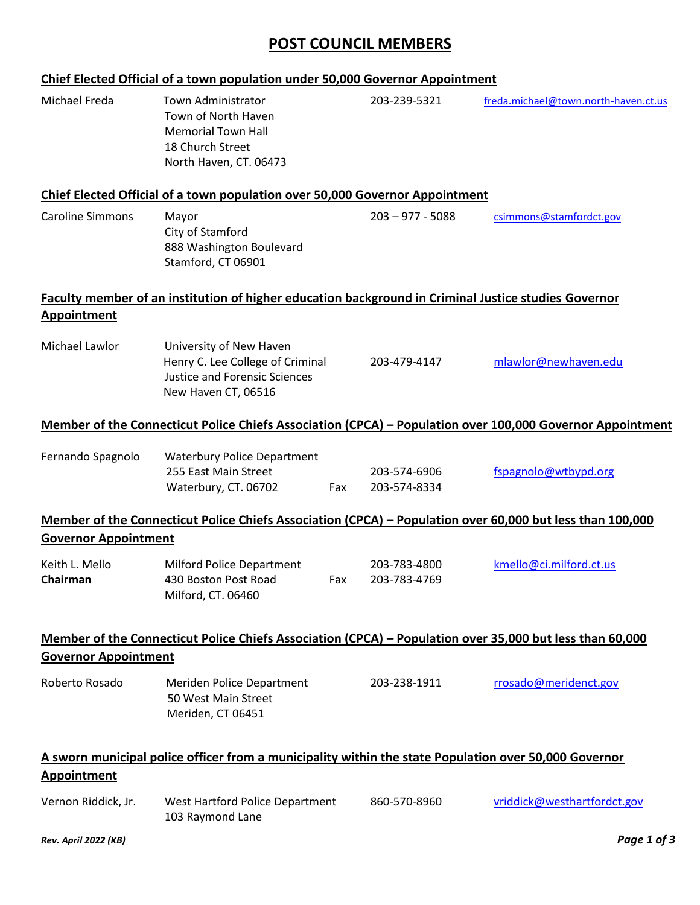# POST COUNCIL MEMBERS

## Chief Elected Official of a town population under 50,000 Governor Appointment

Michael Freda
Town Administrator
Town of North Haven
Memorial Town Hall
18 Church Street
North Haven, CT. 06473
203-239-5321
freda.michael@town.north-haven.ct.us

## Chief Elected Official of a town population over 50,000 Governor Appointment

Caroline Simmons
Mayor
City of Stamford
888 Washington Boulevard
Stamford, CT 06901
203 – 977 - 5088
csimmons@stamfordct.gov

## Faculty member of an institution of higher education background in Criminal Justice studies Governor Appointment

Michael Lawlor
University of New Haven
Henry C. Lee College of Criminal Justice and Forensic Sciences
New Haven CT, 06516
203-479-4147
mlawlor@newhaven.edu

## Member of the Connecticut Police Chiefs Association (CPCA) – Population over 100,000 Governor Appointment

Fernando Spagnolo
Waterbury Police Department
255 East Main Street
Waterbury, CT. 06702
203-574-6906
Fax 203-574-8334
fspagnolo@wtbypd.org

## Member of the Connecticut Police Chiefs Association (CPCA) – Population over 60,000 but less than 100,000 Governor Appointment

Keith L. Mello
**Chairman**
Milford Police Department
430 Boston Post Road
Milford, CT. 06460
203-783-4800
Fax 203-783-4769
kmello@ci.milford.ct.us

## Member of the Connecticut Police Chiefs Association (CPCA) – Population over 35,000 but less than 60,000 Governor Appointment

Roberto Rosado
Meriden Police Department
50 West Main Street
Meriden, CT 06451
203-238-1911
rrosado@meridenct.gov

## A sworn municipal police officer from a municipality within the state Population over 50,000 Governor Appointment

Vernon Riddick, Jr.
West Hartford Police Department
103 Raymond Lane
860-570-8960
vriddick@westhartfordct.gov

*Rev. April 2022 (KB)*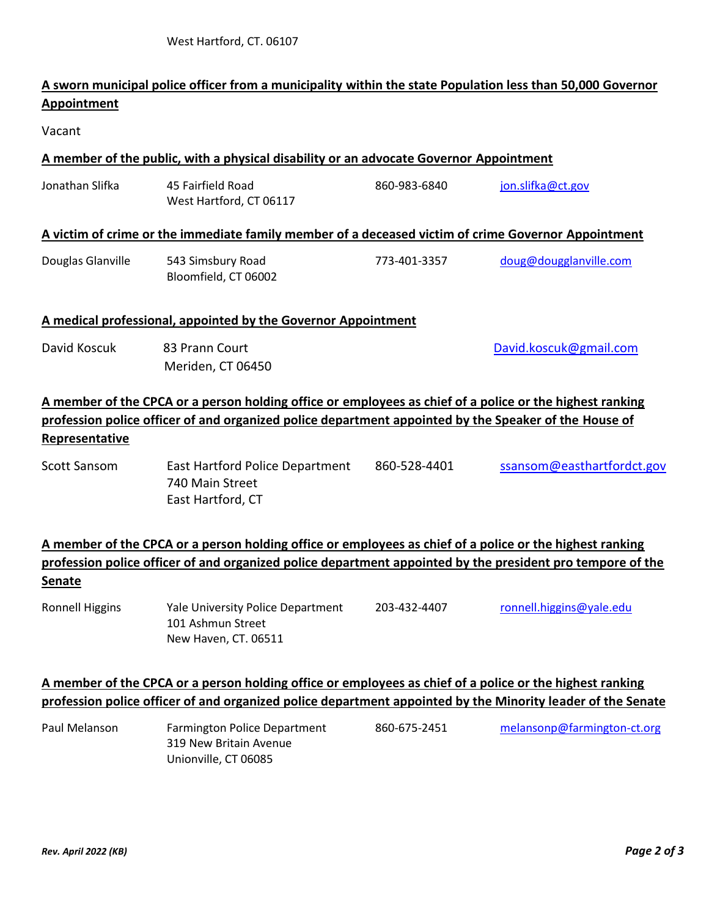West Hartford, CT. 06107

**A sworn municipal police officer from a municipality within the state Population less than 50,000 Governor Appointment**

Vacant

**A member of the public, with a physical disability or an advocate Governor Appointment**

| | | | |
|---|---|---|---|
| Jonathan Slifka | 45 Fairfield Road<br>West Hartford, CT 06117 | 860-983-6840 | jon.slifka@ct.gov |

**A victim of crime or the immediate family member of a deceased victim of crime Governor Appointment**

| | | | |
|---|---|---|---|
| Douglas Glanville | 543 Simsbury Road<br>Bloomfield, CT 06002 | 773-401-3357 | doug@dougglanville.com |

**A medical professional, appointed by the Governor Appointment**

| | | | |
|---|---|---|---|
| David Koscuk | 83 Prann Court<br>Meriden, CT 06450 | | David.koscuk@gmail.com |

**A member of the CPCA or a person holding office or employees as chief of a police or the highest ranking profession police officer of and organized police department appointed by the Speaker of the House of Representative**

| | | | |
|---|---|---|---|
| Scott Sansom | East Hartford Police Department<br>740 Main Street<br>East Hartford, CT | 860-528-4401 | ssansom@easthartfordct.gov |

**A member of the CPCA or a person holding office or employees as chief of a police or the highest ranking profession police officer of and organized police department appointed by the president pro tempore of the Senate**

| | | | |
|---|---|---|---|
| Ronnell Higgins | Yale University Police Department<br>101 Ashmun Street<br>New Haven, CT. 06511 | 203-432-4407 | ronnell.higgins@yale.edu |

**A member of the CPCA or a person holding office or employees as chief of a police or the highest ranking profession police officer of and organized police department appointed by the Minority leader of the Senate**

| | | | |
|---|---|---|---|
| Paul Melanson | Farmington Police Department<br>319 New Britain Avenue<br>Unionville, CT 06085 | 860-675-2451 | melansonp@farmington-ct.org |

*Rev. April 2022 (KB)*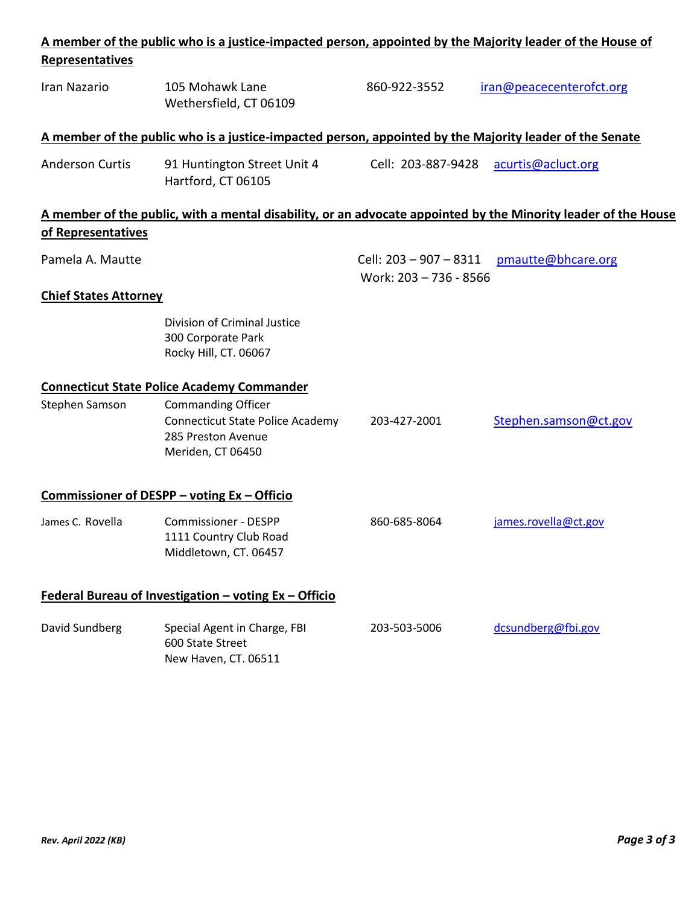**A member of the public who is a justice-impacted person, appointed by the Majority leader of the House of Representatives**

| | | | |
|---|---|---|---|
| Iran Nazario | 105 Mohawk Lane<br>Wethersfield, CT 06109 | 860-922-3552 | iran@peacecenterofct.org |

**A member of the public who is a justice-impacted person, appointed by the Majority leader of the Senate**

| | | | |
|---|---|---|---|
| Anderson Curtis | 91 Huntington Street Unit 4<br>Hartford, CT 06105 | Cell: 203-887-9428 | acurtis@acluct.org |

**A member of the public, with a mental disability, or an advocate appointed by the Minority leader of the House of Representatives**

| | | | |
|---|---|---|---|
| Pamela A. Mautte | | Cell: 203 – 907 – 8311<br>Work: 203 – 736 - 8566 | pmautte@bhcare.org |

**Chief States Attorney**

| | | | |
|---|---|---|---|
| | Division of Criminal Justice<br>300 Corporate Park<br>Rocky Hill, CT. 06067 | | |

**Connecticut State Police Academy Commander**

| | | | |
|---|---|---|---|
| Stephen Samson | Commanding Officer<br>Connecticut State Police Academy<br>285 Preston Avenue<br>Meriden, CT 06450 | 203-427-2001 | Stephen.samson@ct.gov |

**Commissioner of DESPP – voting Ex – Officio**

| | | | |
|---|---|---|---|
| James C. Rovella | Commissioner - DESPP<br>1111 Country Club Road<br>Middletown, CT. 06457 | 860-685-8064 | james.rovella@ct.gov |

**Federal Bureau of Investigation – voting Ex – Officio**

| | | | |
|---|---|---|---|
| David Sundberg | Special Agent in Charge, FBI<br>600 State Street<br>New Haven, CT. 06511 | 203-503-5006 | dcsundberg@fbi.gov |

*Rev. April 2022 (KB)*